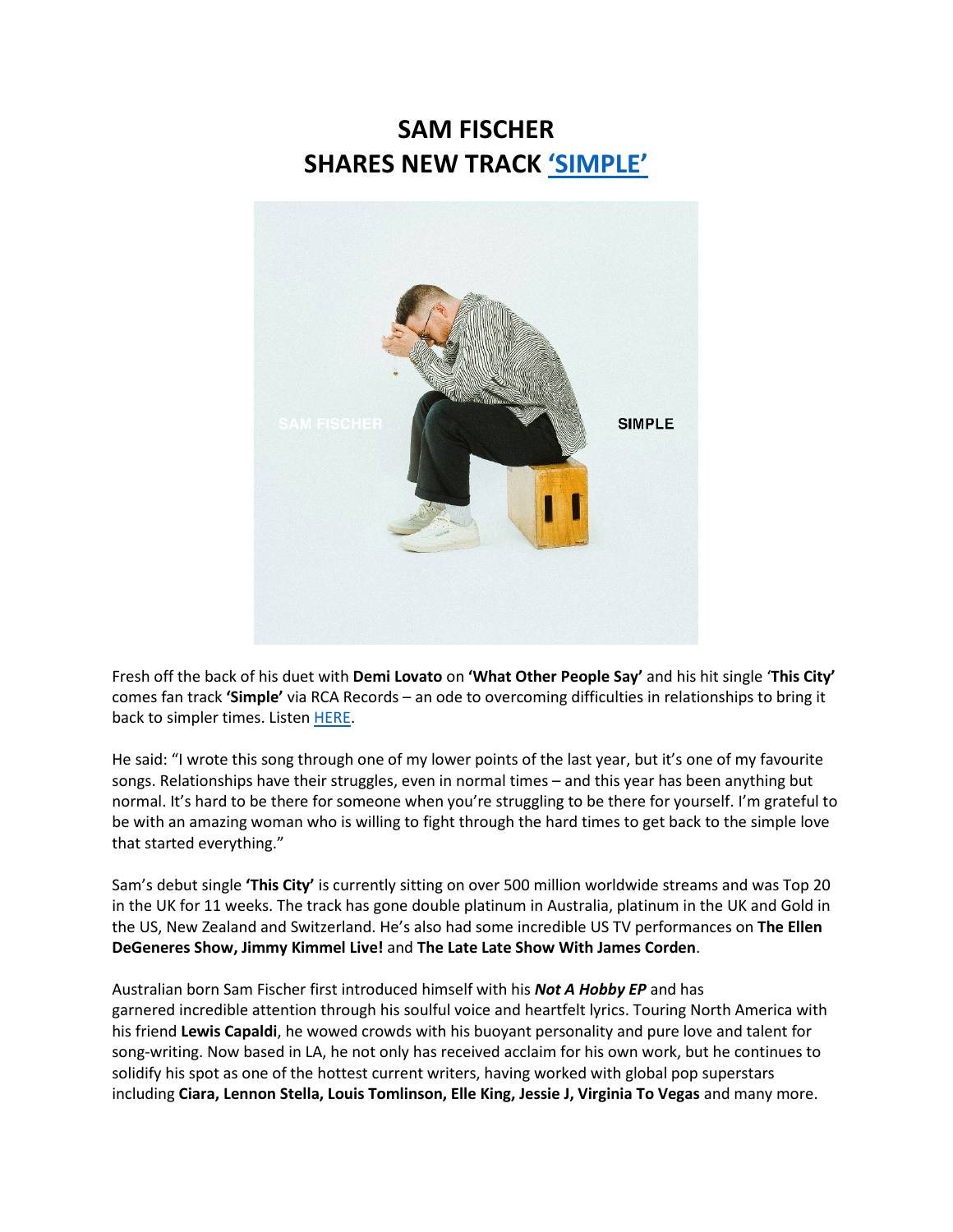# SAM FISCHER
# SHARES NEW TRACK 'SIMPLE'

Fresh off the back of his duet with **Demi Lovato** on **'What Other People Say'** and his hit single '**This City'** comes fan track **'Simple'** via RCA Records – an ode to overcoming difficulties in relationships to bring it back to simpler times. Listen HERE.

He said: "I wrote this song through one of my lower points of the last year, but it's one of my favourite songs. Relationships have their struggles, even in normal times – and this year has been anything but normal. It's hard to be there for someone when you're struggling to be there for yourself. I'm grateful to be with an amazing woman who is willing to fight through the hard times to get back to the simple love that started everything."

Sam's debut single **'This City'** is currently sitting on over 500 million worldwide streams and was Top 20 in the UK for 11 weeks. The track has gone double platinum in Australia, platinum in the UK and Gold in the US, New Zealand and Switzerland. He's also had some incredible US TV performances on **The Ellen DeGeneres Show, Jimmy Kimmel Live!** and **The Late Late Show With James Corden**.

Australian born Sam Fischer first introduced himself with his ***Not A Hobby EP*** and has garnered incredible attention through his soulful voice and heartfelt lyrics. Touring North America with his friend **Lewis Capaldi**, he wowed crowds with his buoyant personality and pure love and talent for song-writing. Now based in LA, he not only has received acclaim for his own work, but he continues to solidify his spot as one of the hottest current writers, having worked with global pop superstars including **Ciara, Lennon Stella, Louis Tomlinson, Elle King, Jessie J, Virginia To Vegas** and many more.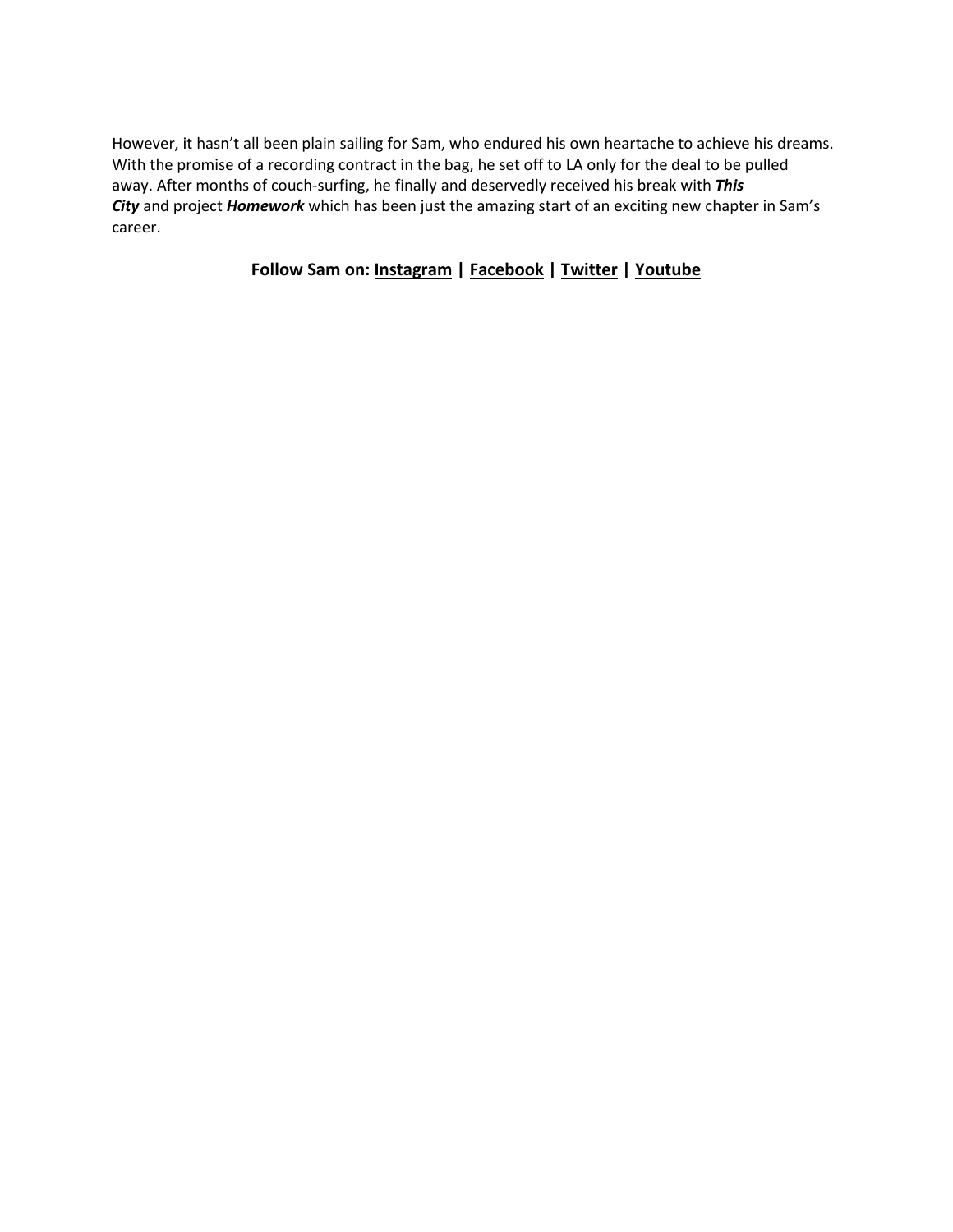However, it hasn't all been plain sailing for Sam, who endured his own heartache to achieve his dreams. With the promise of a recording contract in the bag, he set off to LA only for the deal to be pulled away. After months of couch-surfing, he finally and deservedly received his break with ***This City*** and project ***Homework*** which has been just the amazing start of an exciting new chapter in Sam's career.

**Follow Sam on: Instagram | Facebook | Twitter | Youtube**